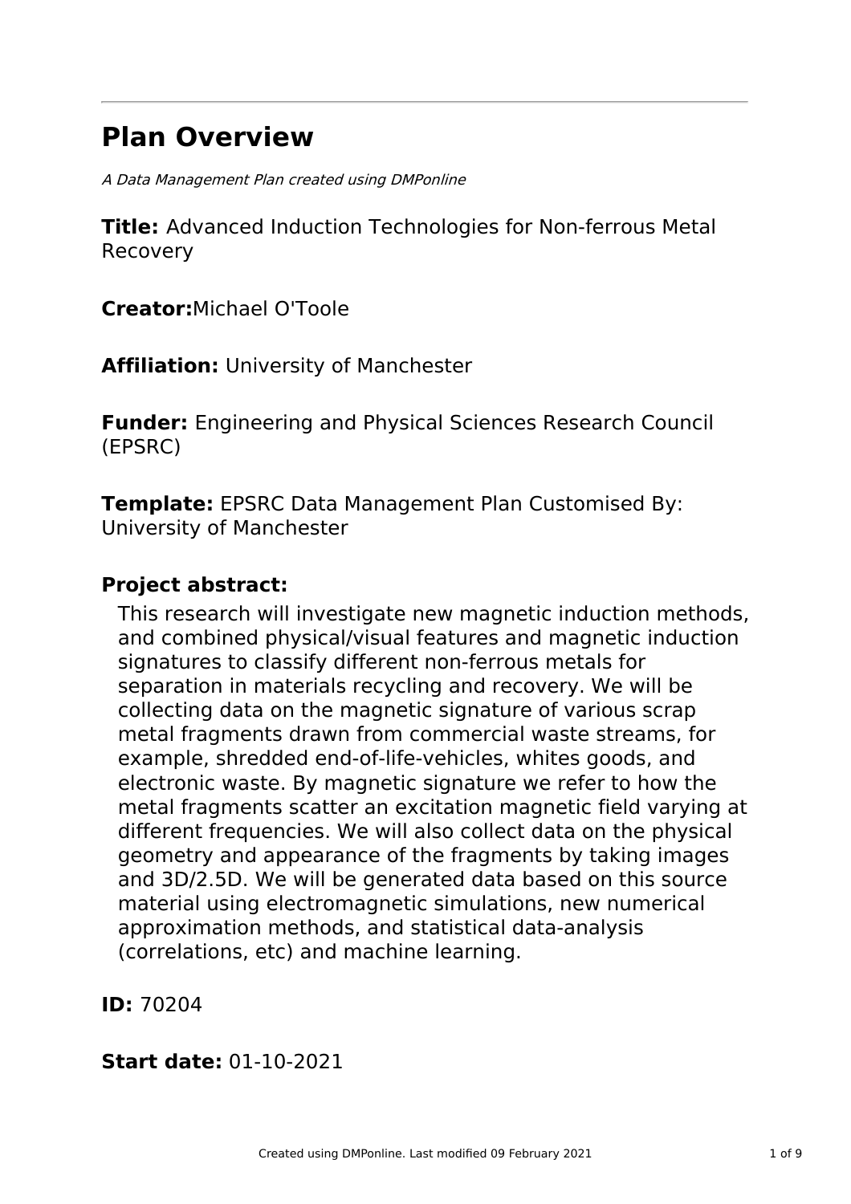# Plan Overview

*A Data Management Plan created using DMPonline*

**Title:** Advanced Induction Technologies for Non-ferrous Metal Recovery

**Creator:**Michael O'Toole

**Affiliation:** University of Manchester

**Funder:** Engineering and Physical Sciences Research Council (EPSRC)

**Template:** EPSRC Data Management Plan Customised By: University of Manchester

**Project abstract:**

This research will investigate new magnetic induction methods, and combined physical/visual features and magnetic induction signatures to classify different non-ferrous metals for separation in materials recycling and recovery. We will be collecting data on the magnetic signature of various scrap metal fragments drawn from commercial waste streams, for example, shredded end-of-life-vehicles, whites goods, and electronic waste. By magnetic signature we refer to how the metal fragments scatter an excitation magnetic field varying at different frequencies. We will also collect data on the physical geometry and appearance of the fragments by taking images and 3D/2.5D. We will be generated data based on this source material using electromagnetic simulations, new numerical approximation methods, and statistical data-analysis (correlations, etc) and machine learning.

**ID:** 70204

**Start date:** 01-10-2021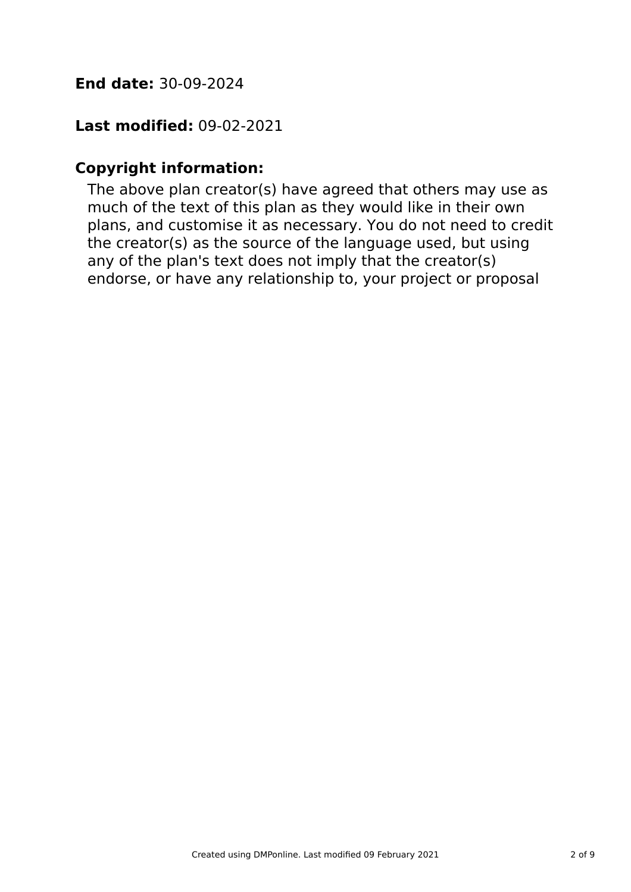**End date:** 30-09-2024

**Last modified:** 09-02-2021

**Copyright information:**

The above plan creator(s) have agreed that others may use as much of the text of this plan as they would like in their own plans, and customise it as necessary. You do not need to credit the creator(s) as the source of the language used, but using any of the plan's text does not imply that the creator(s) endorse, or have any relationship to, your project or proposal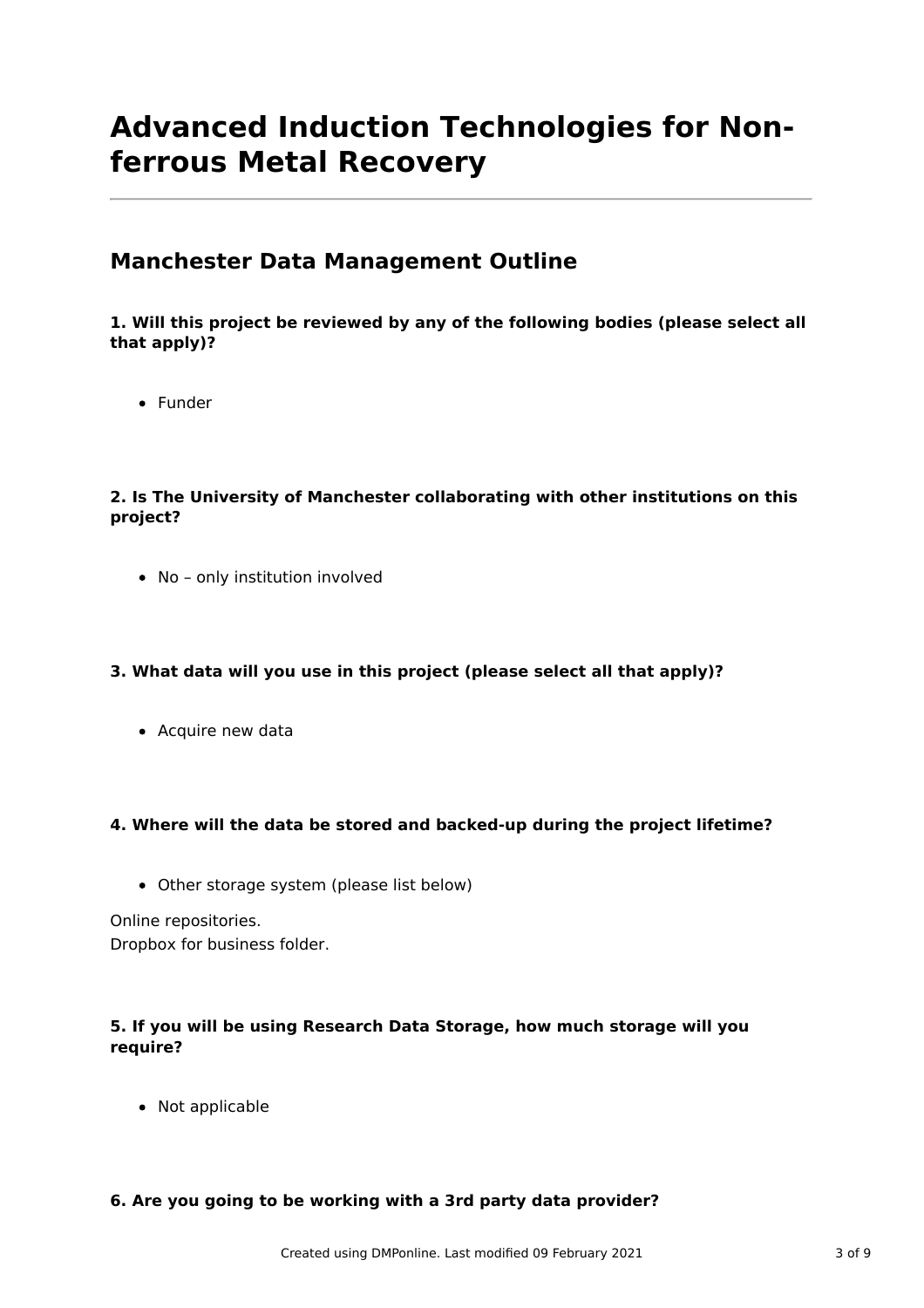# Advanced Induction Technologies for Non-ferrous Metal Recovery

## Manchester Data Management Outline

**1. Will this project be reviewed by any of the following bodies (please select all that apply)?**

- Funder

**2. Is The University of Manchester collaborating with other institutions on this project?**

- No – only institution involved

**3. What data will you use in this project (please select all that apply)?**

- Acquire new data

**4. Where will the data be stored and backed-up during the project lifetime?**

- Other storage system (please list below)

Online repositories.
Dropbox for business folder.

**5. If you will be using Research Data Storage, how much storage will you require?**

- Not applicable

**6. Are you going to be working with a 3rd party data provider?**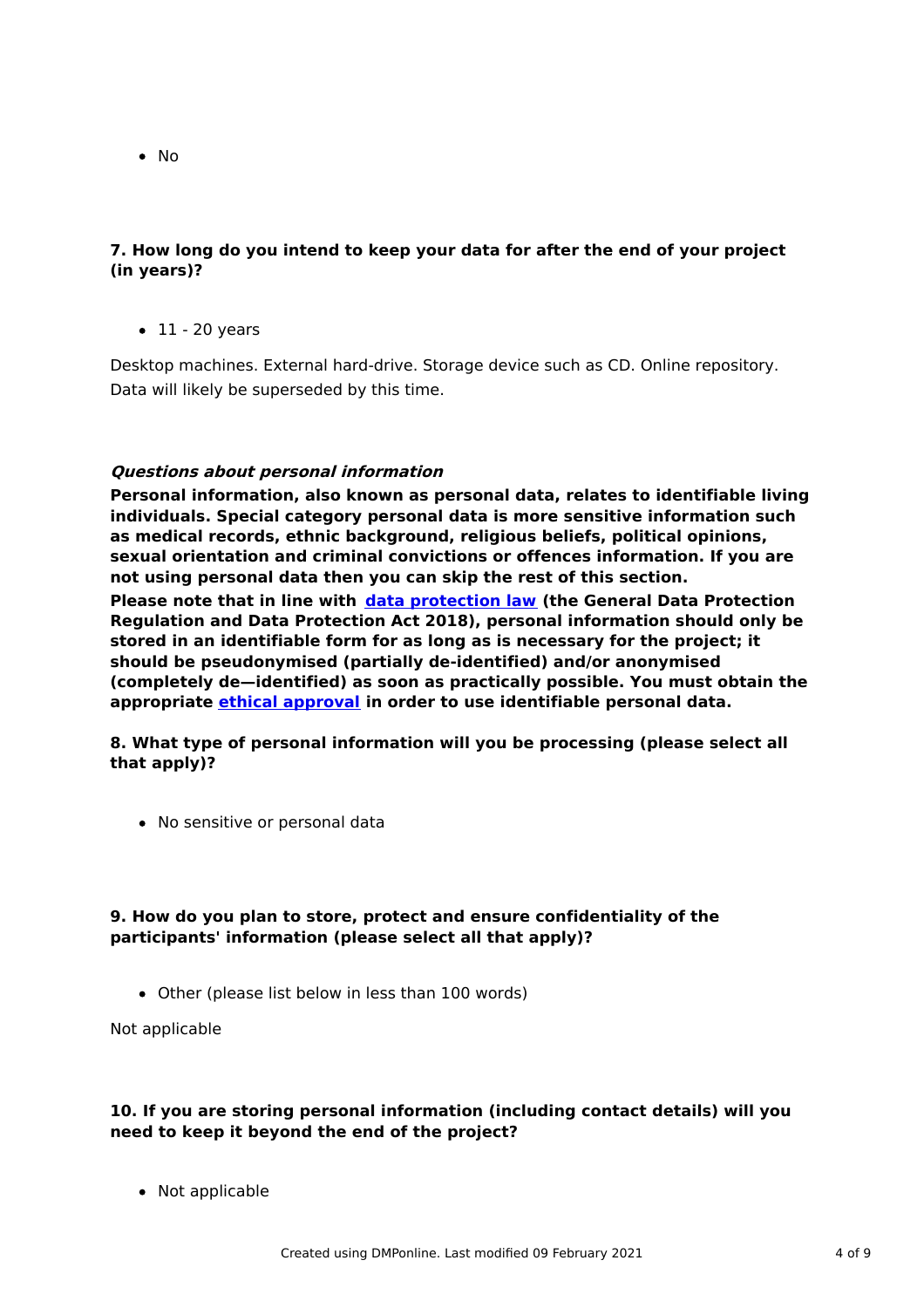- No

**7. How long do you intend to keep your data for after the end of your project (in years)?**

- 11 - 20 years

Desktop machines. External hard-drive. Storage device such as CD. Online repository. Data will likely be superseded by this time.

***Questions about personal information***

**Personal information, also known as personal data, relates to identifiable living individuals. Special category personal data is more sensitive information such as medical records, ethnic background, religious beliefs, political opinions, sexual orientation and criminal convictions or offences information. If you are not using personal data then you can skip the rest of this section.**

**Please note that in line with [data protection law](data protection law) (the General Data Protection Regulation and Data Protection Act 2018), personal information should only be stored in an identifiable form for as long as is necessary for the project; it should be pseudonymised (partially de-identified) and/or anonymised (completely de—identified) as soon as practically possible. You must obtain the appropriate [ethical approval](ethical approval) in order to use identifiable personal data.**

**8. What type of personal information will you be processing (please select all that apply)?**

- No sensitive or personal data

**9. How do you plan to store, protect and ensure confidentiality of the participants' information (please select all that apply)?**

- Other (please list below in less than 100 words)

Not applicable

**10. If you are storing personal information (including contact details) will you need to keep it beyond the end of the project?**

- Not applicable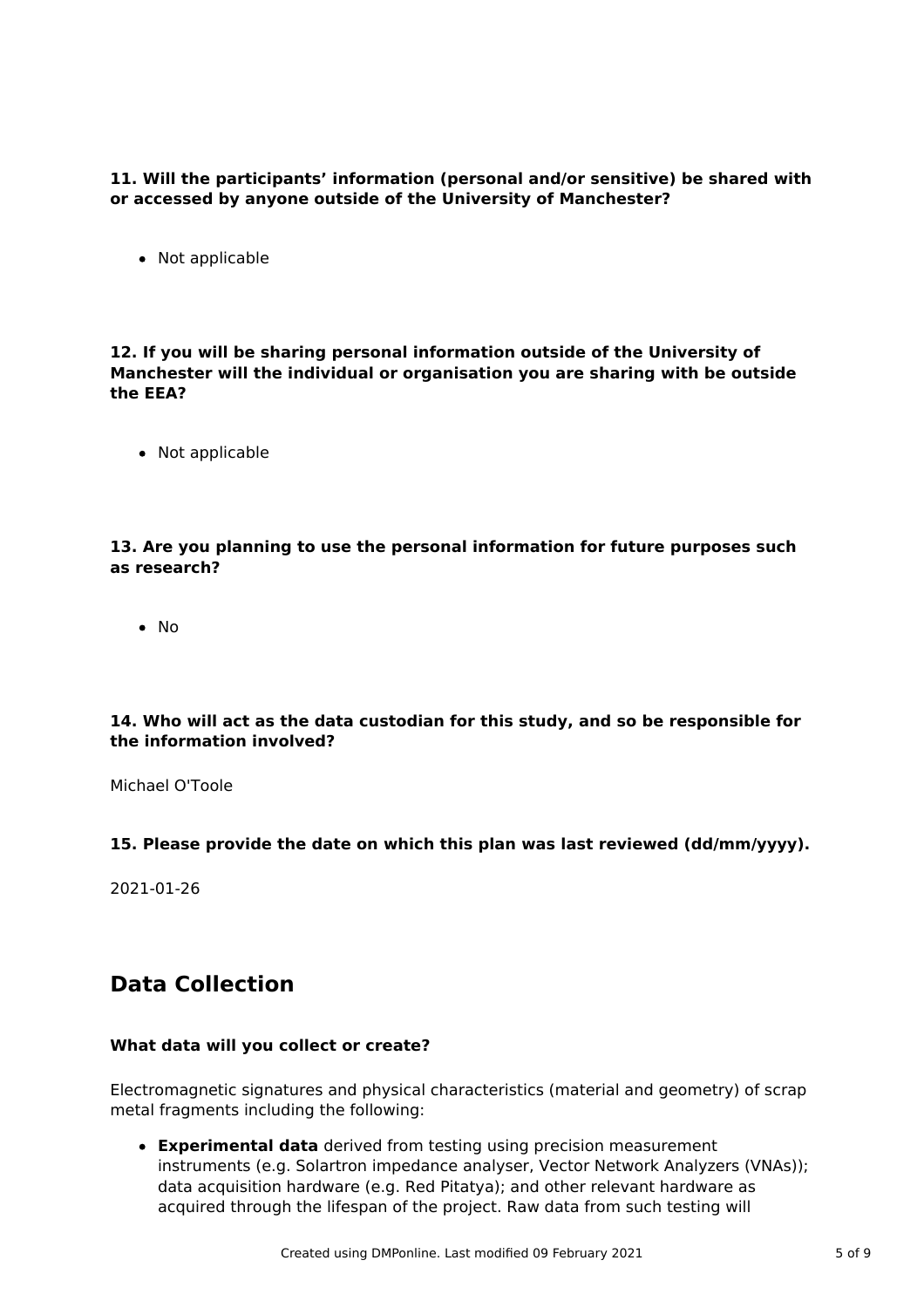**11. Will the participants' information (personal and/or sensitive) be shared with or accessed by anyone outside of the University of Manchester?**

- Not applicable

**12. If you will be sharing personal information outside of the University of Manchester will the individual or organisation you are sharing with be outside the EEA?**

- Not applicable

**13. Are you planning to use the personal information for future purposes such as research?**

- No

**14. Who will act as the data custodian for this study, and so be responsible for the information involved?**

Michael O'Toole

**15. Please provide the date on which this plan was last reviewed (dd/mm/yyyy).**

2021-01-26

## Data Collection

**What data will you collect or create?**

Electromagnetic signatures and physical characteristics (material and geometry) of scrap metal fragments including the following:

- **Experimental data** derived from testing using precision measurement instruments (e.g. Solartron impedance analyser, Vector Network Analyzers (VNAs)); data acquisition hardware (e.g. Red Pitatya); and other relevant hardware as acquired through the lifespan of the project. Raw data from such testing will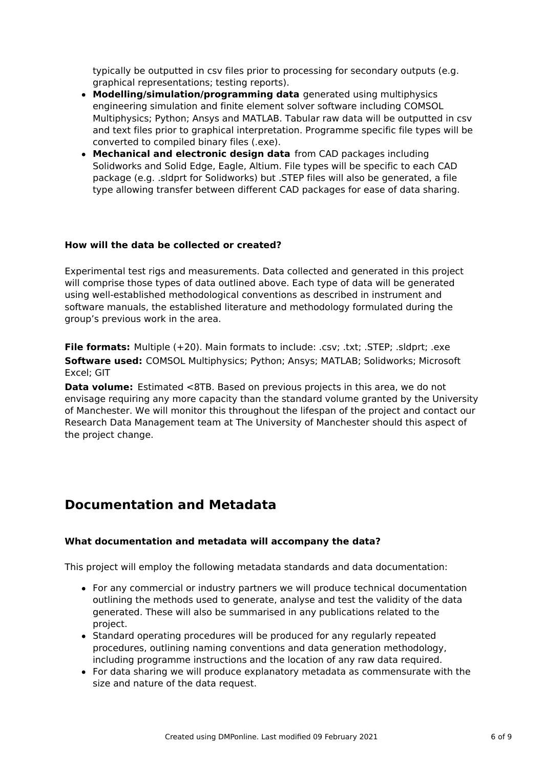typically be outputted in csv files prior to processing for secondary outputs (e.g. graphical representations; testing reports).

- **Modelling/simulation/programming data** generated using multiphysics engineering simulation and finite element solver software including COMSOL Multiphysics; Python; Ansys and MATLAB. Tabular raw data will be outputted in csv and text files prior to graphical interpretation. Programme specific file types will be converted to compiled binary files (.exe).
- **Mechanical and electronic design data** from CAD packages including Solidworks and Solid Edge, Eagle, Altium. File types will be specific to each CAD package (e.g. .sldprt for Solidworks) but .STEP files will also be generated, a file type allowing transfer between different CAD packages for ease of data sharing.

### How will the data be collected or created?

Experimental test rigs and measurements. Data collected and generated in this project will comprise those types of data outlined above. Each type of data will be generated using well-established methodological conventions as described in instrument and software manuals, the established literature and methodology formulated during the group's previous work in the area.

**File formats:** Multiple (+20). Main formats to include: .csv; .txt; .STEP; .sldprt; .exe

**Software used:** COMSOL Multiphysics; Python; Ansys; MATLAB; Solidworks; Microsoft Excel; GIT

**Data volume:** Estimated <8TB. Based on previous projects in this area, we do not envisage requiring any more capacity than the standard volume granted by the University of Manchester. We will monitor this throughout the lifespan of the project and contact our Research Data Management team at The University of Manchester should this aspect of the project change.

## Documentation and Metadata

### What documentation and metadata will accompany the data?

This project will employ the following metadata standards and data documentation:

- For any commercial or industry partners we will produce technical documentation outlining the methods used to generate, analyse and test the validity of the data generated. These will also be summarised in any publications related to the project.
- Standard operating procedures will be produced for any regularly repeated procedures, outlining naming conventions and data generation methodology, including programme instructions and the location of any raw data required.
- For data sharing we will produce explanatory metadata as commensurate with the size and nature of the data request.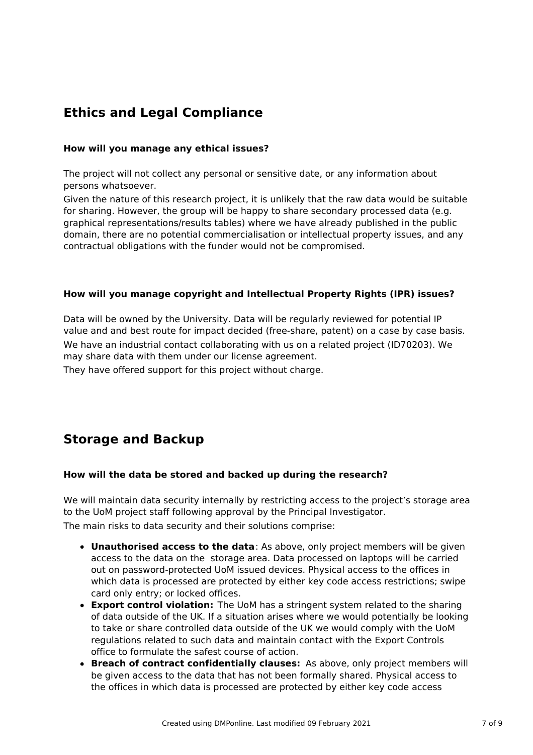## Ethics and Legal Compliance

### How will you manage any ethical issues?

The project will not collect any personal or sensitive date, or any information about persons whatsoever.

Given the nature of this research project, it is unlikely that the raw data would be suitable for sharing. However, the group will be happy to share secondary processed data (e.g. graphical representations/results tables) where we have already published in the public domain, there are no potential commercialisation or intellectual property issues, and any contractual obligations with the funder would not be compromised.

### How will you manage copyright and Intellectual Property Rights (IPR) issues?

Data will be owned by the University. Data will be regularly reviewed for potential IP value and and best route for impact decided (free-share, patent) on a case by case basis.

We have an industrial contact collaborating with us on a related project (ID70203). We may share data with them under our license agreement.

They have offered support for this project without charge.

## Storage and Backup

### How will the data be stored and backed up during the research?

We will maintain data security internally by restricting access to the project's storage area to the UoM project staff following approval by the Principal Investigator.

The main risks to data security and their solutions comprise:

- **Unauthorised access to the data**: As above, only project members will be given access to the data on the storage area. Data processed on laptops will be carried out on password-protected UoM issued devices. Physical access to the offices in which data is processed are protected by either key code access restrictions; swipe card only entry; or locked offices.
- **Export control violation:** The UoM has a stringent system related to the sharing of data outside of the UK. If a situation arises where we would potentially be looking to take or share controlled data outside of the UK we would comply with the UoM regulations related to such data and maintain contact with the Export Controls office to formulate the safest course of action.
- **Breach of contract confidentially clauses:** As above, only project members will be given access to the data that has not been formally shared. Physical access to the offices in which data is processed are protected by either key code access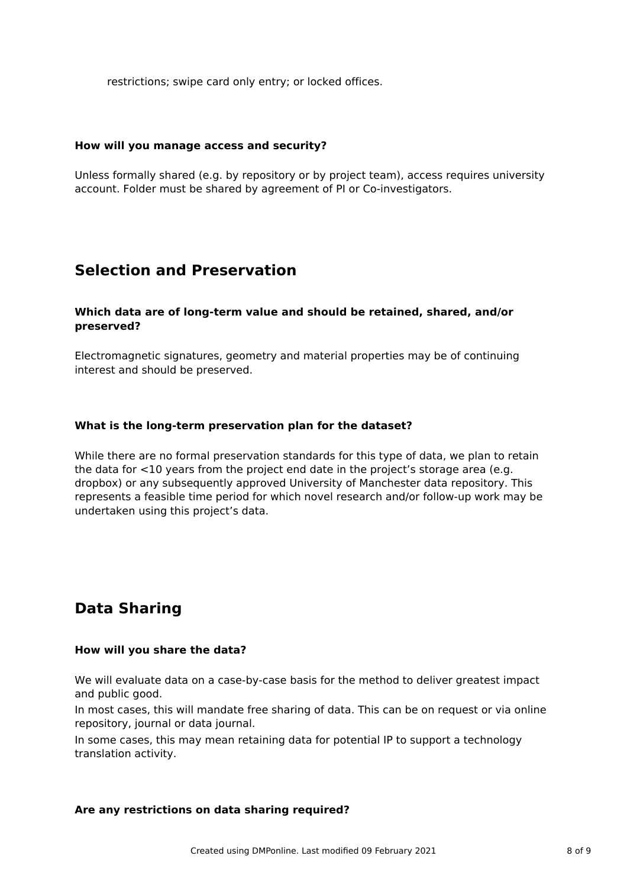restrictions; swipe card only entry; or locked offices.

**How will you manage access and security?**

Unless formally shared (e.g. by repository or by project team), access requires university account. Folder must be shared by agreement of PI or Co-investigators.

## Selection and Preservation

**Which data are of long-term value and should be retained, shared, and/or preserved?**

Electromagnetic signatures, geometry and material properties may be of continuing interest and should be preserved.

**What is the long-term preservation plan for the dataset?**

While there are no formal preservation standards for this type of data, we plan to retain the data for <10 years from the project end date in the project's storage area (e.g. dropbox) or any subsequently approved University of Manchester data repository. This represents a feasible time period for which novel research and/or follow-up work may be undertaken using this project's data.

## Data Sharing

**How will you share the data?**

We will evaluate data on a case-by-case basis for the method to deliver greatest impact and public good.

In most cases, this will mandate free sharing of data. This can be on request or via online repository, journal or data journal.

In some cases, this may mean retaining data for potential IP to support a technology translation activity.

**Are any restrictions on data sharing required?**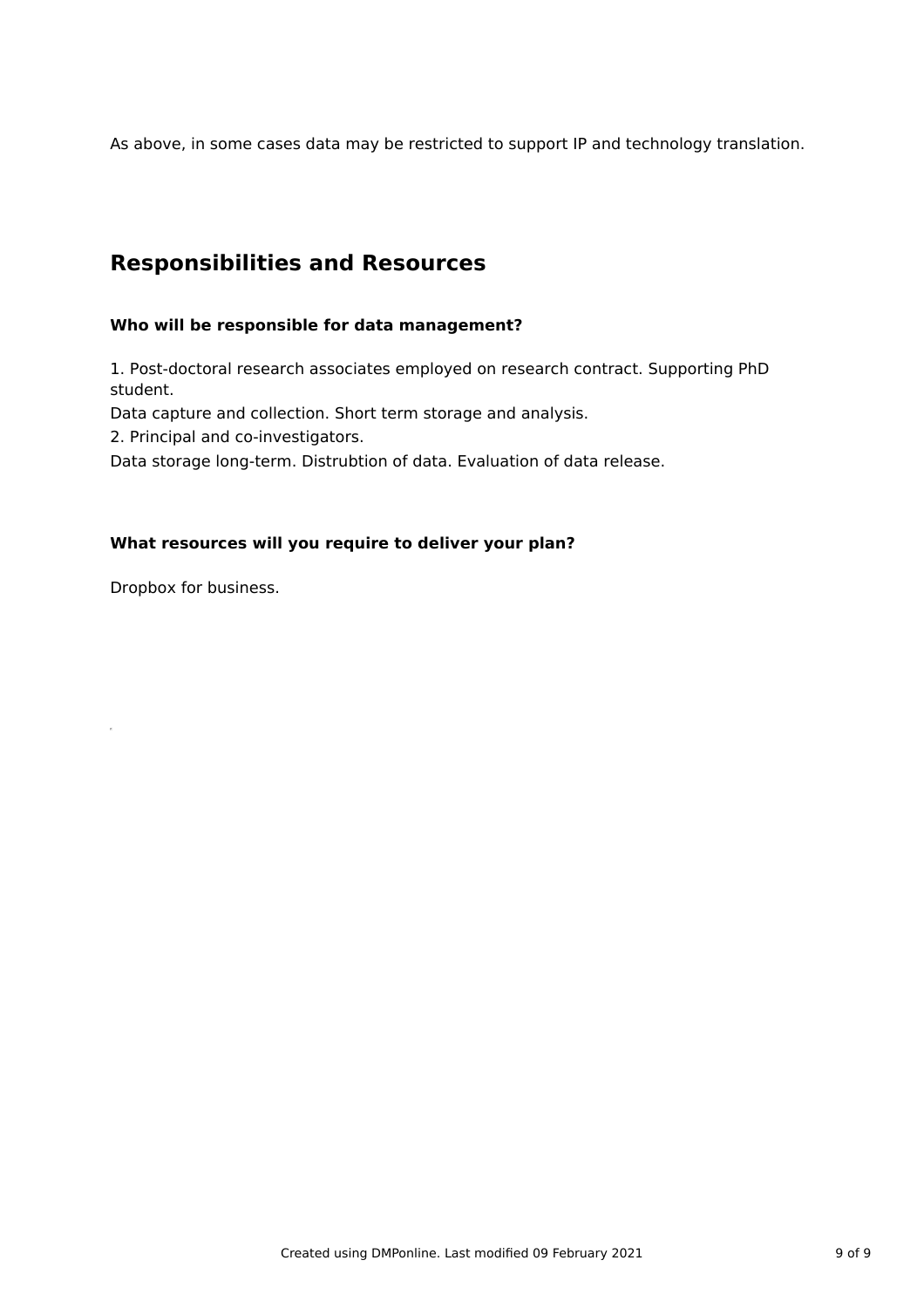As above, in some cases data may be restricted to support IP and technology translation.

## Responsibilities and Resources

**Who will be responsible for data management?**

1. Post-doctoral research associates employed on research contract. Supporting PhD student.

Data capture and collection. Short term storage and analysis.

2. Principal and co-investigators.

Data storage long-term. Distrubtion of data. Evaluation of data release.

**What resources will you require to deliver your plan?**

Dropbox for business.